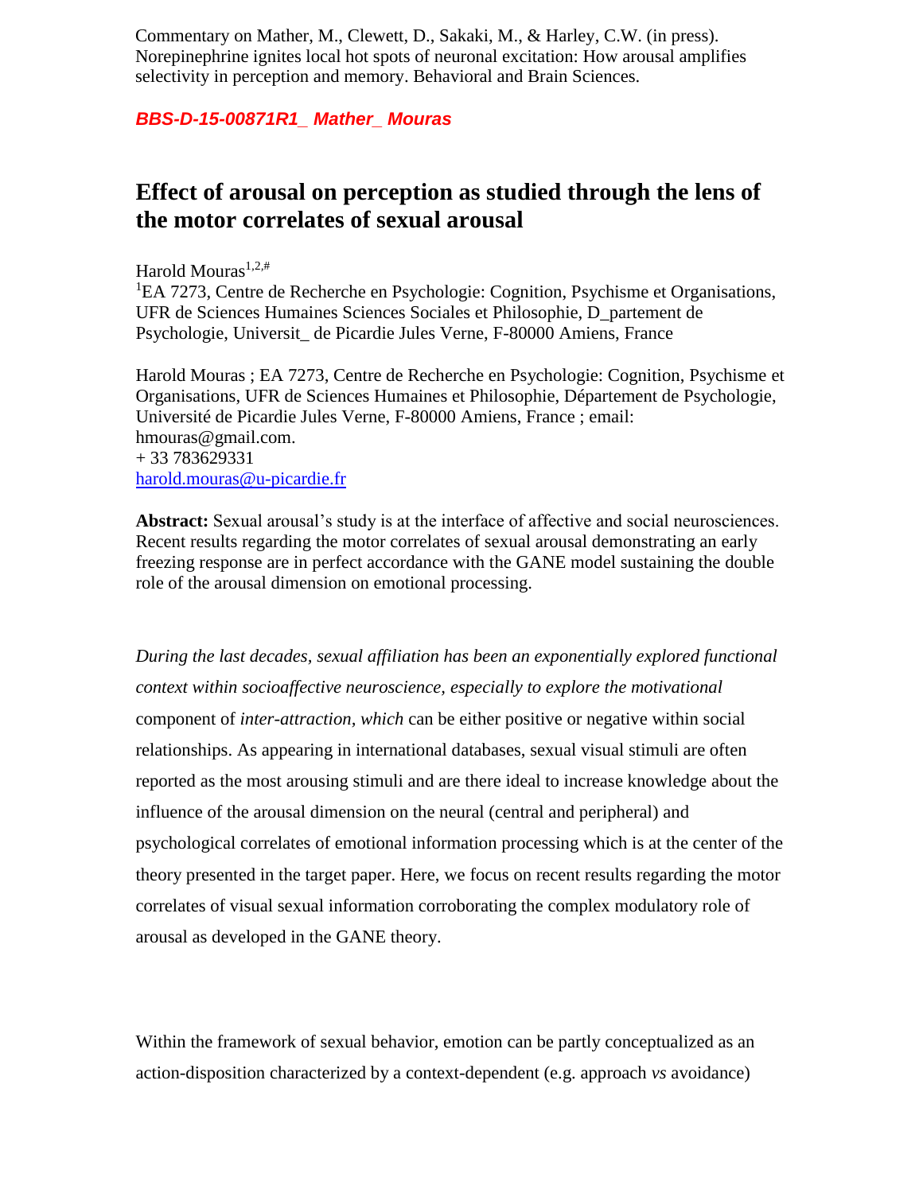Commentary on Mather, M., Clewett, D., Sakaki, M., & Harley, C.W. (in press). Norepinephrine ignites local hot spots of neuronal excitation: How arousal amplifies selectivity in perception and memory. Behavioral and Brain Sciences.

***BBS-D-15-00871R1_ Mather_ Mouras***

# Effect of arousal on perception as studied through the lens of the motor correlates of sexual arousal

Harold Mouras[1,2,#]

[1]EA 7273, Centre de Recherche en Psychologie: Cognition, Psychisme et Organisations, UFR de Sciences Humaines Sciences Sociales et Philosophie, D_partement de Psychologie, Universit_ de Picardie Jules Verne, F-80000 Amiens, France

Harold Mouras ; EA 7273, Centre de Recherche en Psychologie: Cognition, Psychisme et Organisations, UFR de Sciences Humaines et Philosophie, Département de Psychologie, Université de Picardie Jules Verne, F-80000 Amiens, France ; email: hmouras@gmail.com.
+ 33 783629331
harold.mouras@u-picardie.fr

**Abstract:** Sexual arousal's study is at the interface of affective and social neurosciences. Recent results regarding the motor correlates of sexual arousal demonstrating an early freezing response are in perfect accordance with the GANE model sustaining the double role of the arousal dimension on emotional processing.

*During the last decades, sexual affiliation has been an exponentially explored functional context within socioaffective neuroscience, especially to explore the motivational* component of *inter-attraction, which* can be either positive or negative within social relationships. As appearing in international databases, sexual visual stimuli are often reported as the most arousing stimuli and are there ideal to increase knowledge about the influence of the arousal dimension on the neural (central and peripheral) and psychological correlates of emotional information processing which is at the center of the theory presented in the target paper. Here, we focus on recent results regarding the motor correlates of visual sexual information corroborating the complex modulatory role of arousal as developed in the GANE theory.

Within the framework of sexual behavior, emotion can be partly conceptualized as an action-disposition characterized by a context-dependent (e.g. approach *vs* avoidance)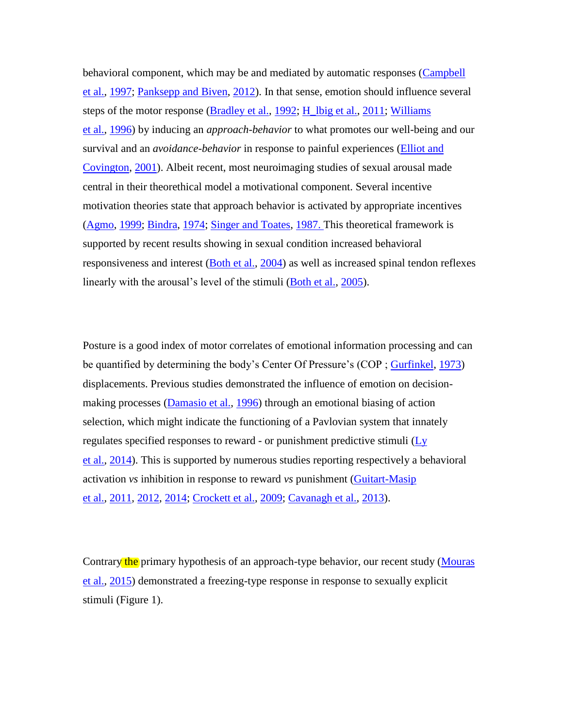behavioral component, which may be and mediated by automatic responses (Campbell et al., 1997; Panksepp and Biven, 2012). In that sense, emotion should influence several steps of the motor response (Bradley et al., 1992; H_lbig et al., 2011; Williams et al., 1996) by inducing an *approach-behavior* to what promotes our well-being and our survival and an *avoidance-behavior* in response to painful experiences (Elliot and Covington, 2001). Albeit recent, most neuroimaging studies of sexual arousal made central in their theorethical model a motivational component. Several incentive motivation theories state that approach behavior is activated by appropriate incentives (Agmo, 1999; Bindra, 1974; Singer and Toates, 1987. This theoretical framework is supported by recent results showing in sexual condition increased behavioral responsiveness and interest (Both et al., 2004) as well as increased spinal tendon reflexes linearly with the arousal's level of the stimuli (Both et al., 2005).

Posture is a good index of motor correlates of emotional information processing and can be quantified by determining the body's Center Of Pressure's (COP ; Gurfinkel, 1973) displacements. Previous studies demonstrated the influence of emotion on decision-making processes (Damasio et al., 1996) through an emotional biasing of action selection, which might indicate the functioning of a Pavlovian system that innately regulates specified responses to reward - or punishment predictive stimuli (Ly et al., 2014). This is supported by numerous studies reporting respectively a behavioral activation *vs* inhibition in response to reward *vs* punishment (Guitart-Masip et al., 2011, 2012, 2014; Crockett et al., 2009; Cavanagh et al., 2013).

Contrary the primary hypothesis of an approach-type behavior, our recent study (Mouras et al., 2015) demonstrated a freezing-type response in response to sexually explicit stimuli (Figure 1).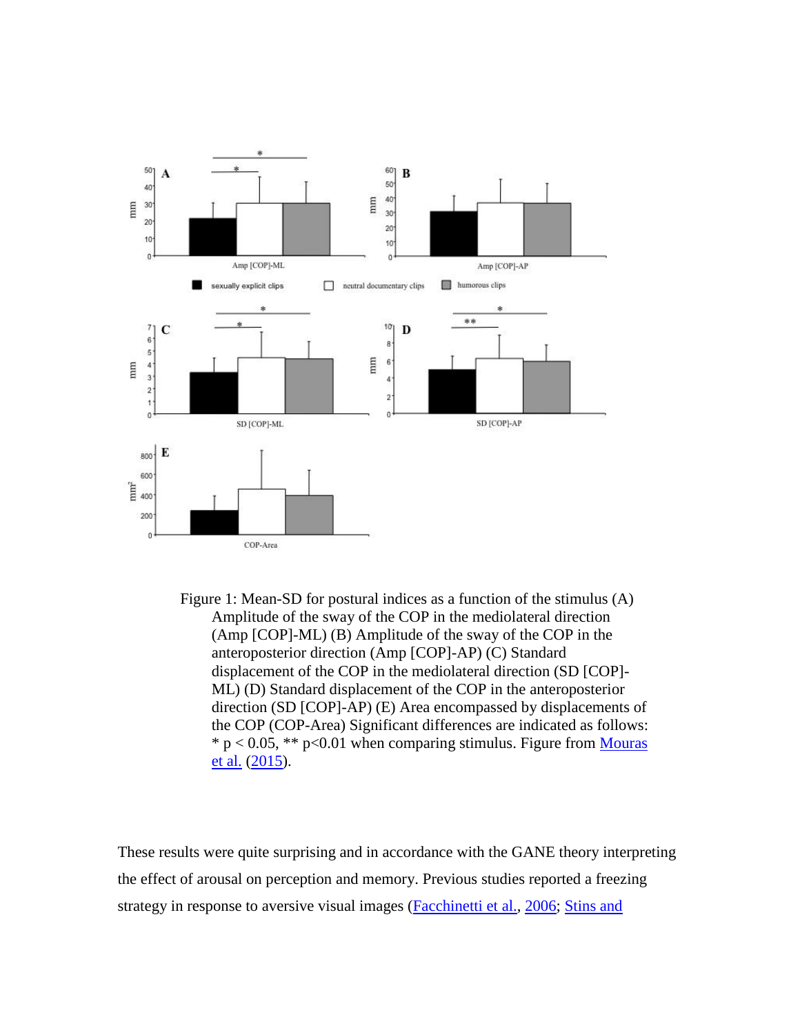Figure 1: Mean-SD for postural indices as a function of the stimulus (A) Amplitude of the sway of the COP in the mediolateral direction (Amp [COP]-ML) (B) Amplitude of the sway of the COP in the anteroposterior direction (Amp [COP]-AP) (C) Standard displacement of the COP in the mediolateral direction (SD [COP]-ML) (D) Standard displacement of the COP in the anteroposterior direction (SD [COP]-AP) (E) Area encompassed by displacements of the COP (COP-Area) Significant differences are indicated as follows: * $p < 0.05$, ** $p<0.01$ when comparing stimulus. Figure from Mouras et al. (2015).

These results were quite surprising and in accordance with the GANE theory interpreting the effect of arousal on perception and memory. Previous studies reported a freezing strategy in response to aversive visual images (Facchinetti et al., 2006; Stins and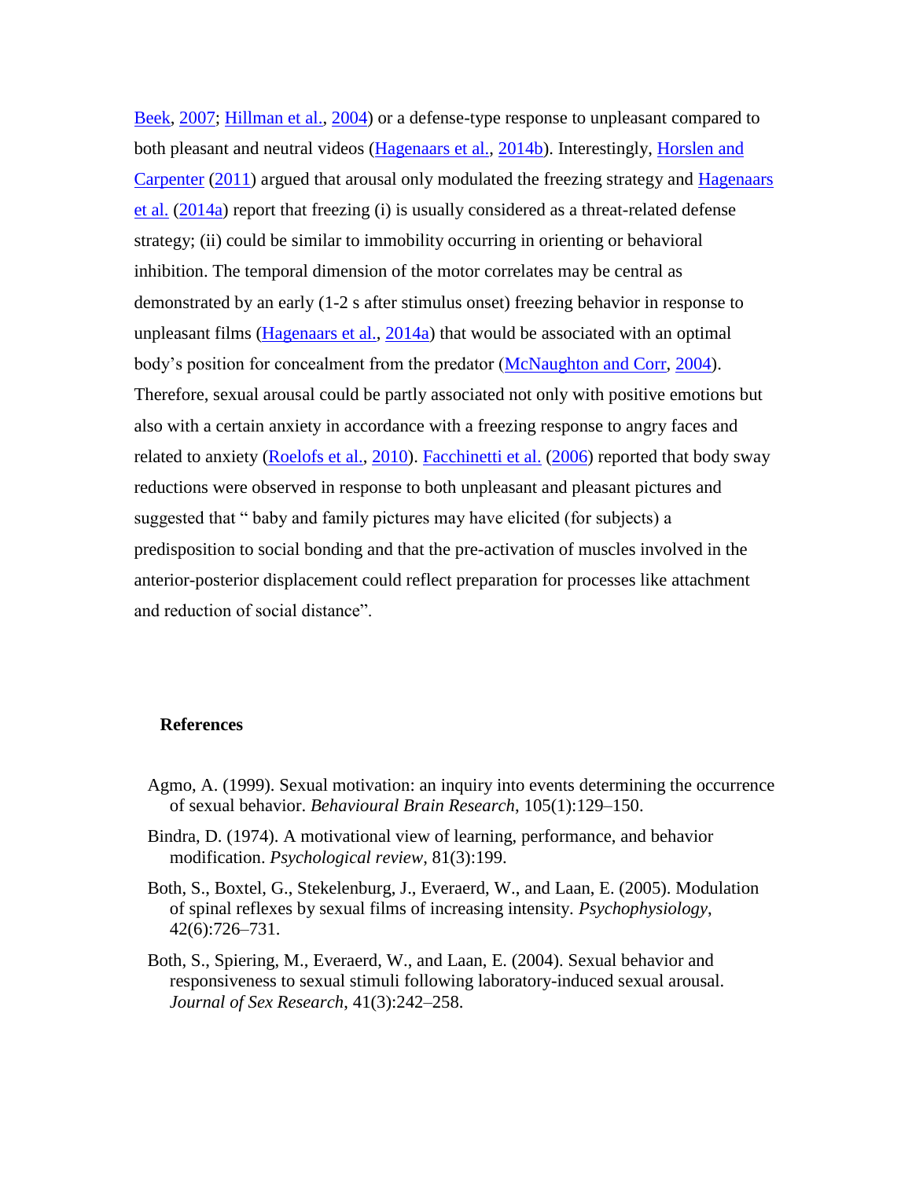Beek, 2007; Hillman et al., 2004) or a defense-type response to unpleasant compared to both pleasant and neutral videos (Hagenaars et al., 2014b). Interestingly, Horslen and Carpenter (2011) argued that arousal only modulated the freezing strategy and Hagenaars et al. (2014a) report that freezing (i) is usually considered as a threat-related defense strategy; (ii) could be similar to immobility occurring in orienting or behavioral inhibition. The temporal dimension of the motor correlates may be central as demonstrated by an early (1-2 s after stimulus onset) freezing behavior in response to unpleasant films (Hagenaars et al., 2014a) that would be associated with an optimal body's position for concealment from the predator (McNaughton and Corr, 2004). Therefore, sexual arousal could be partly associated not only with positive emotions but also with a certain anxiety in accordance with a freezing response to angry faces and related to anxiety (Roelofs et al., 2010). Facchinetti et al. (2006) reported that body sway reductions were observed in response to both unpleasant and pleasant pictures and suggested that " baby and family pictures may have elicited (for subjects) a predisposition to social bonding and that the pre-activation of muscles involved in the anterior-posterior displacement could reflect preparation for processes like attachment and reduction of social distance".

## References

Agmo, A. (1999). Sexual motivation: an inquiry into events determining the occurrence of sexual behavior. *Behavioural Brain Research*, 105(1):129–150.

Bindra, D. (1974). A motivational view of learning, performance, and behavior modification. *Psychological review*, 81(3):199.

Both, S., Boxtel, G., Stekelenburg, J., Everaerd, W., and Laan, E. (2005). Modulation of spinal reflexes by sexual films of increasing intensity. *Psychophysiology*, 42(6):726–731.

Both, S., Spiering, M., Everaerd, W., and Laan, E. (2004). Sexual behavior and responsiveness to sexual stimuli following laboratory-induced sexual arousal. *Journal of Sex Research*, 41(3):242–258.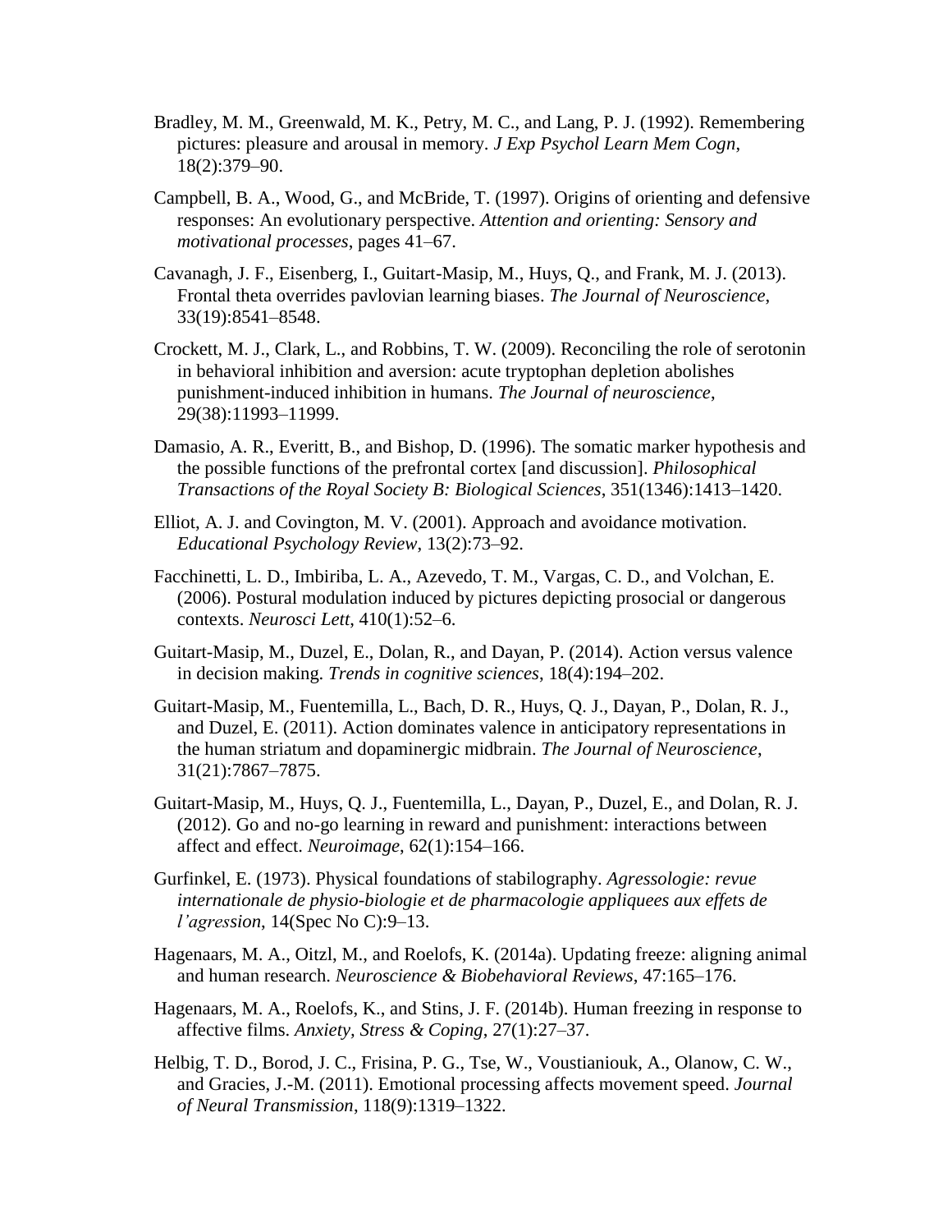Bradley, M. M., Greenwald, M. K., Petry, M. C., and Lang, P. J. (1992). Remembering pictures: pleasure and arousal in memory. *J Exp Psychol Learn Mem Cogn*, 18(2):379–90.

Campbell, B. A., Wood, G., and McBride, T. (1997). Origins of orienting and defensive responses: An evolutionary perspective. *Attention and orienting: Sensory and motivational processes*, pages 41–67.

Cavanagh, J. F., Eisenberg, I., Guitart-Masip, M., Huys, Q., and Frank, M. J. (2013). Frontal theta overrides pavlovian learning biases. *The Journal of Neuroscience*, 33(19):8541–8548.

Crockett, M. J., Clark, L., and Robbins, T. W. (2009). Reconciling the role of serotonin in behavioral inhibition and aversion: acute tryptophan depletion abolishes punishment-induced inhibition in humans. *The Journal of neuroscience*, 29(38):11993–11999.

Damasio, A. R., Everitt, B., and Bishop, D. (1996). The somatic marker hypothesis and the possible functions of the prefrontal cortex [and discussion]. *Philosophical Transactions of the Royal Society B: Biological Sciences*, 351(1346):1413–1420.

Elliot, A. J. and Covington, M. V. (2001). Approach and avoidance motivation. *Educational Psychology Review*, 13(2):73–92.

Facchinetti, L. D., Imbiriba, L. A., Azevedo, T. M., Vargas, C. D., and Volchan, E. (2006). Postural modulation induced by pictures depicting prosocial or dangerous contexts. *Neurosci Lett*, 410(1):52–6.

Guitart-Masip, M., Duzel, E., Dolan, R., and Dayan, P. (2014). Action versus valence in decision making. *Trends in cognitive sciences*, 18(4):194–202.

Guitart-Masip, M., Fuentemilla, L., Bach, D. R., Huys, Q. J., Dayan, P., Dolan, R. J., and Duzel, E. (2011). Action dominates valence in anticipatory representations in the human striatum and dopaminergic midbrain. *The Journal of Neuroscience*, 31(21):7867–7875.

Guitart-Masip, M., Huys, Q. J., Fuentemilla, L., Dayan, P., Duzel, E., and Dolan, R. J. (2012). Go and no-go learning in reward and punishment: interactions between affect and effect. *Neuroimage*, 62(1):154–166.

Gurfinkel, E. (1973). Physical foundations of stabilography. *Agressologie: revue internationale de physio-biologie et de pharmacologie appliquees aux effets de l'agression*, 14(Spec No C):9–13.

Hagenaars, M. A., Oitzl, M., and Roelofs, K. (2014a). Updating freeze: aligning animal and human research. *Neuroscience & Biobehavioral Reviews*, 47:165–176.

Hagenaars, M. A., Roelofs, K., and Stins, J. F. (2014b). Human freezing in response to affective films. *Anxiety, Stress & Coping*, 27(1):27–37.

Helbig, T. D., Borod, J. C., Frisina, P. G., Tse, W., Voustianiouk, A., Olanow, C. W., and Gracies, J.-M. (2011). Emotional processing affects movement speed. *Journal of Neural Transmission*, 118(9):1319–1322.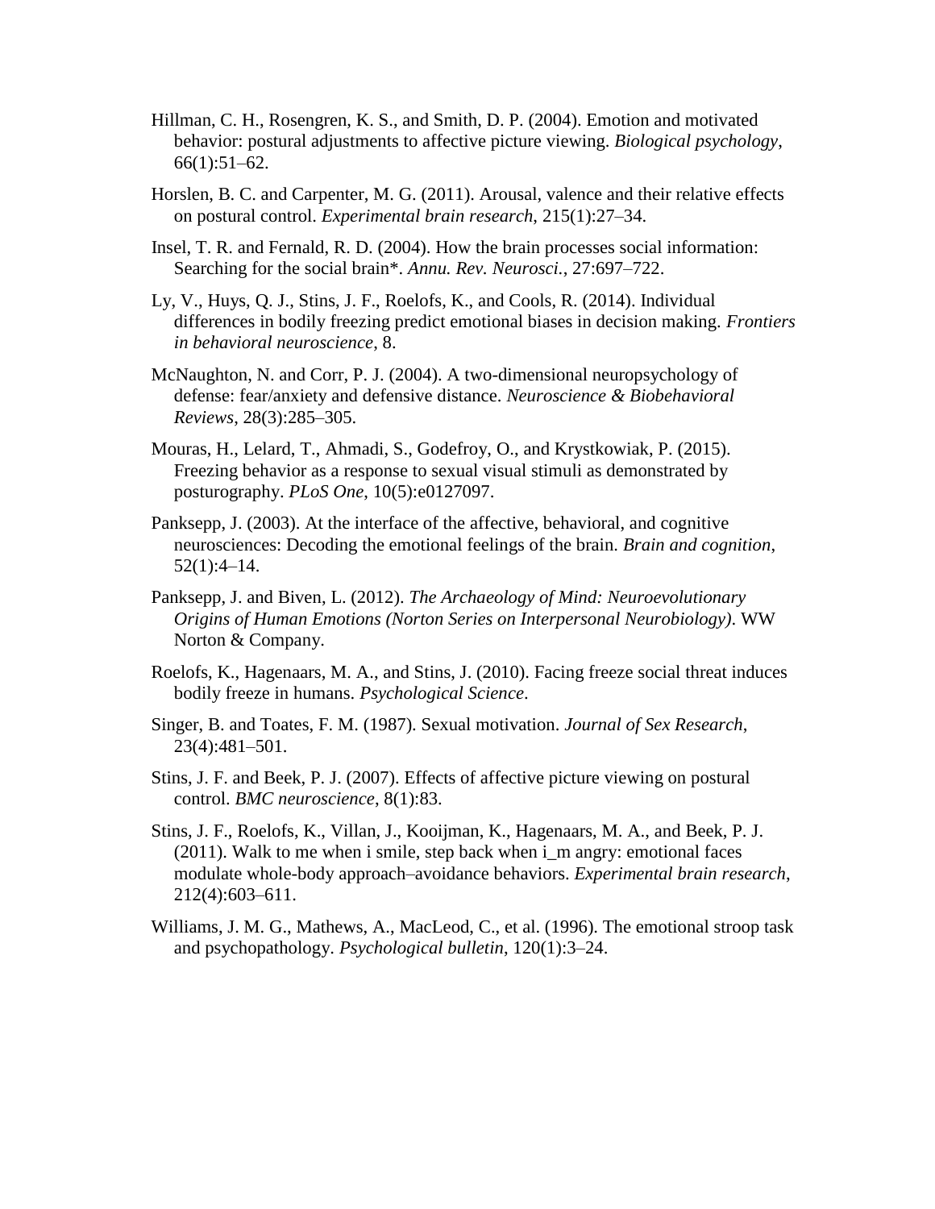Hillman, C. H., Rosengren, K. S., and Smith, D. P. (2004). Emotion and motivated behavior: postural adjustments to affective picture viewing. *Biological psychology*, 66(1):51–62.

Horslen, B. C. and Carpenter, M. G. (2011). Arousal, valence and their relative effects on postural control. *Experimental brain research*, 215(1):27–34.

Insel, T. R. and Fernald, R. D. (2004). How the brain processes social information: Searching for the social brain*. *Annu. Rev. Neurosci.*, 27:697–722.

Ly, V., Huys, Q. J., Stins, J. F., Roelofs, K., and Cools, R. (2014). Individual differences in bodily freezing predict emotional biases in decision making. *Frontiers in behavioral neuroscience*, 8.

McNaughton, N. and Corr, P. J. (2004). A two-dimensional neuropsychology of defense: fear/anxiety and defensive distance. *Neuroscience & Biobehavioral Reviews*, 28(3):285–305.

Mouras, H., Lelard, T., Ahmadi, S., Godefroy, O., and Krystkowiak, P. (2015). Freezing behavior as a response to sexual visual stimuli as demonstrated by posturography. *PLoS One*, 10(5):e0127097.

Panksepp, J. (2003). At the interface of the affective, behavioral, and cognitive neurosciences: Decoding the emotional feelings of the brain. *Brain and cognition*, 52(1):4–14.

Panksepp, J. and Biven, L. (2012). *The Archaeology of Mind: Neuroevolutionary Origins of Human Emotions (Norton Series on Interpersonal Neurobiology)*. WW Norton & Company.

Roelofs, K., Hagenaars, M. A., and Stins, J. (2010). Facing freeze social threat induces bodily freeze in humans. *Psychological Science*.

Singer, B. and Toates, F. M. (1987). Sexual motivation. *Journal of Sex Research*, 23(4):481–501.

Stins, J. F. and Beek, P. J. (2007). Effects of affective picture viewing on postural control. *BMC neuroscience*, 8(1):83.

Stins, J. F., Roelofs, K., Villan, J., Kooijman, K., Hagenaars, M. A., and Beek, P. J. (2011). Walk to me when i smile, step back when i_m angry: emotional faces modulate whole-body approach–avoidance behaviors. *Experimental brain research*, 212(4):603–611.

Williams, J. M. G., Mathews, A., MacLeod, C., et al. (1996). The emotional stroop task and psychopathology. *Psychological bulletin*, 120(1):3–24.